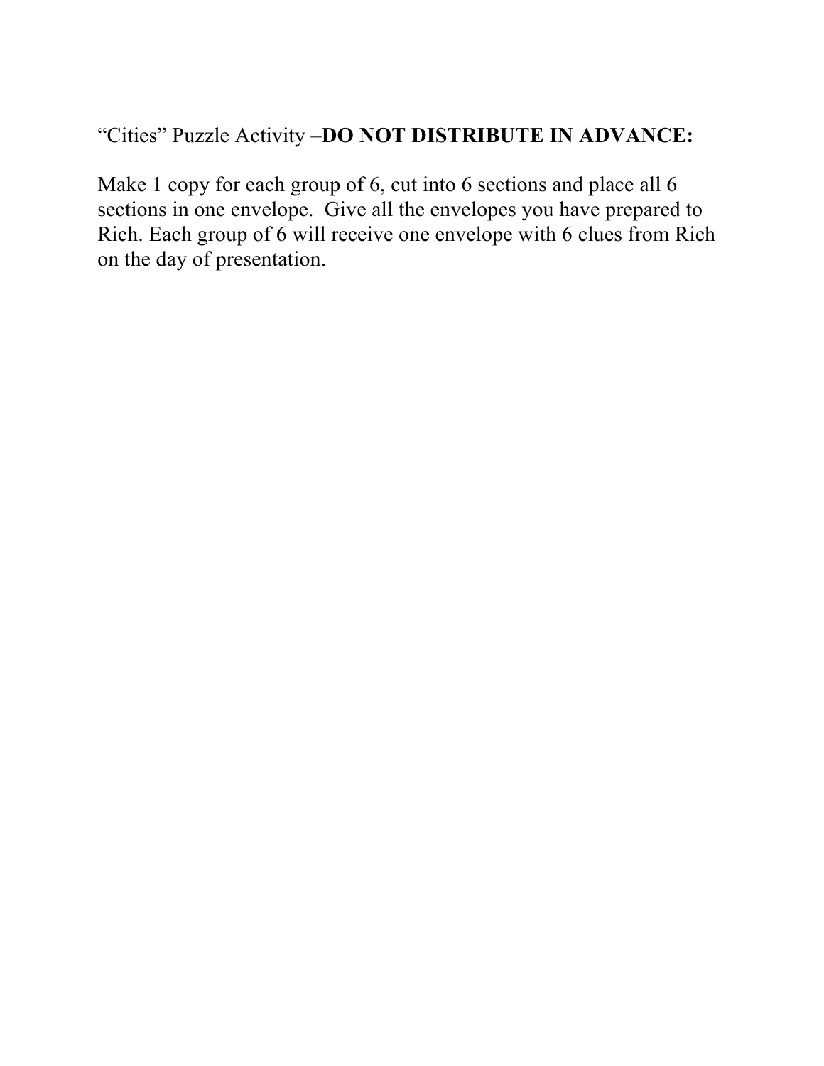"Cities" Puzzle Activity –**DO NOT DISTRIBUTE IN ADVANCE:**

Make 1 copy for each group of 6, cut into 6 sections and place all 6 sections in one envelope. Give all the envelopes you have prepared to Rich. Each group of 6 will receive one envelope with 6 clues from Rich on the day of presentation.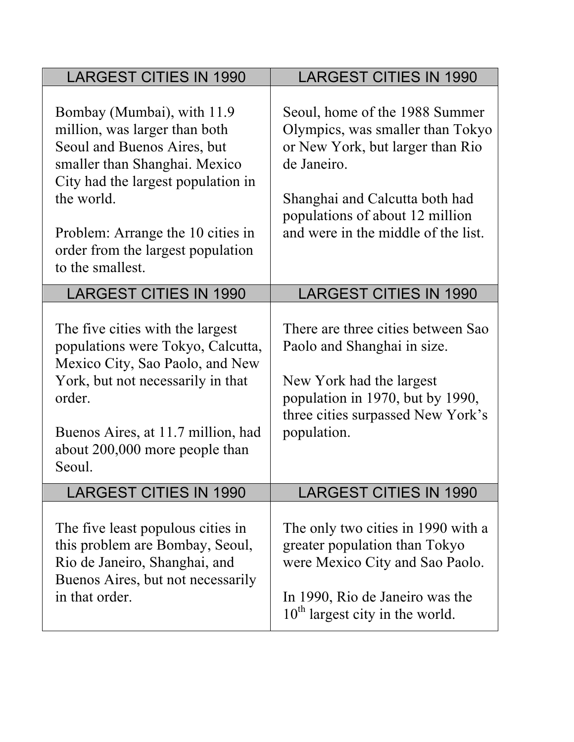| LARGEST CITIES IN 1990 | LARGEST CITIES IN 1990 |
| --- | --- |
| Bombay (Mumbai), with 11.9 million, was larger than both Seoul and Buenos Aires, but smaller than Shanghai. Mexico City had the largest population in the world.<br><br>Problem: Arrange the 10 cities in order from the largest population to the smallest. | Seoul, home of the 1988 Summer Olympics, was smaller than Tokyo or New York, but larger than Rio de Janeiro.<br><br>Shanghai and Calcutta both had populations of about 12 million and were in the middle of the list. |
| **LARGEST CITIES IN 1990** | **LARGEST CITIES IN 1990** |
| The five cities with the largest populations were Tokyo, Calcutta, Mexico City, Sao Paolo, and New York, but not necessarily in that order.<br><br>Buenos Aires, at 11.7 million, had about 200,000 more people than Seoul. | There are three cities between Sao Paolo and Shanghai in size.<br><br>New York had the largest population in 1970, but by 1990, three cities surpassed New York's population. |
| **LARGEST CITIES IN 1990** | **LARGEST CITIES IN 1990** |
| The five least populous cities in this problem are Bombay, Seoul, Rio de Janeiro, Shanghai, and Buenos Aires, but not necessarily in that order. | The only two cities in 1990 with a greater population than Tokyo were Mexico City and Sao Paolo.<br><br>In 1990, Rio de Janeiro was the $10^{th}$ largest city in the world. |